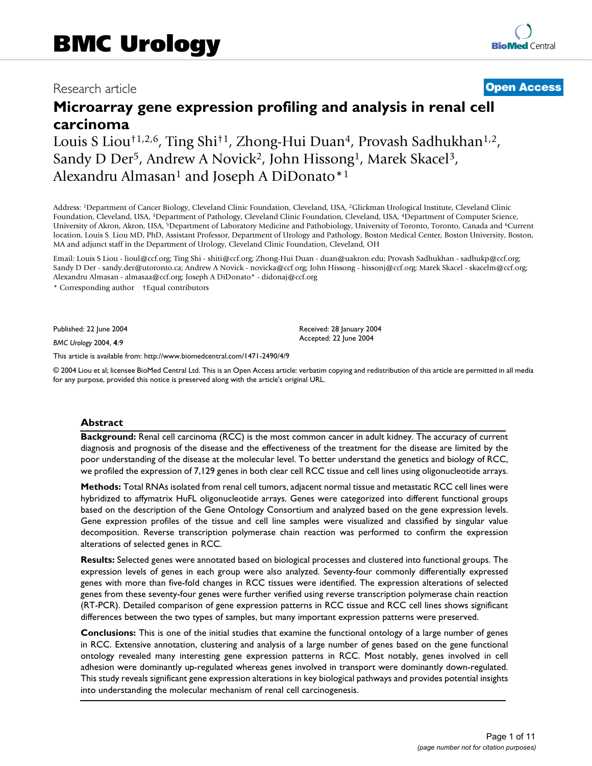# BMC Urology

Research article

**Open Access**

# Microarray gene expression profiling and analysis in renal cell carcinoma

Louis S Liou[†1,2,6], Ting Shi[†1], Zhong-Hui Duan[4], Provash Sadhukhan[1,2], Sandy D Der[5], Andrew A Novick[2], John Hissong[1], Marek Skacel[3], Alexandru Almasan[1] and Joseph A DiDonato*[1]

Address: [1]Department of Cancer Biology, Cleveland Clinic Foundation, Cleveland, USA, [2]Glickman Urological Institute, Cleveland Clinic Foundation, Cleveland, USA, [3]Department of Pathology, Cleveland Clinic Foundation, Cleveland, USA, [4]Department of Computer Science, University of Akron, Akron, USA, [5]Department of Laboratory Medicine and Pathobiology, University of Toronto, Toronto, Canada and [6]Current location, Louis S. Liou MD, PhD, Assistant Professor, Department of Urology and Pathology, Boston Medical Center, Boston University, Boston, MA and adjunct staff in the Department of Urology, Cleveland Clinic Foundation, Cleveland, OH

Email: Louis S Liou - lioul@ccf.org; Ting Shi - shiti@ccf.org; Zhong-Hui Duan - duan@uakron.edu; Provash Sadhukhan - sadhukp@ccf.org; Sandy D Der - sandy.der@utoronto.ca; Andrew A Novick - novicka@ccf.org; John Hissong - hissonj@ccf.org; Marek Skacel - skacelm@ccf.org; Alexandru Almasan - almasaa@ccf.org; Joseph A DiDonato* - didonaj@ccf.org

\* Corresponding author †Equal contributors

Published: 22 June 2004

*BMC Urology* 2004, **4**:9

Received: 28 January 2004
Accepted: 22 June 2004

This article is available from: http://www.biomedcentral.com/1471-2490/4/9

© 2004 Liou et al; licensee BioMed Central Ltd. This is an Open Access article: verbatim copying and redistribution of this article are permitted in all media for any purpose, provided this notice is preserved along with the article's original URL.

## Abstract

**Background:** Renal cell carcinoma (RCC) is the most common cancer in adult kidney. The accuracy of current diagnosis and prognosis of the disease and the effectiveness of the treatment for the disease are limited by the poor understanding of the disease at the molecular level. To better understand the genetics and biology of RCC, we profiled the expression of 7,129 genes in both clear cell RCC tissue and cell lines using oligonucleotide arrays.

**Methods:** Total RNAs isolated from renal cell tumors, adjacent normal tissue and metastatic RCC cell lines were hybridized to affymatrix HuFL oligonucleotide arrays. Genes were categorized into different functional groups based on the description of the Gene Ontology Consortium and analyzed based on the gene expression levels. Gene expression profiles of the tissue and cell line samples were visualized and classified by singular value decomposition. Reverse transcription polymerase chain reaction was performed to confirm the expression alterations of selected genes in RCC.

**Results:** Selected genes were annotated based on biological processes and clustered into functional groups. The expression levels of genes in each group were also analyzed. Seventy-four commonly differentially expressed genes with more than five-fold changes in RCC tissues were identified. The expression alterations of selected genes from these seventy-four genes were further verified using reverse transcription polymerase chain reaction (RT-PCR). Detailed comparison of gene expression patterns in RCC tissue and RCC cell lines shows significant differences between the two types of samples, but many important expression patterns were preserved.

**Conclusions:** This is one of the initial studies that examine the functional ontology of a large number of genes in RCC. Extensive annotation, clustering and analysis of a large number of genes based on the gene functional ontology revealed many interesting gene expression patterns in RCC. Most notably, genes involved in cell adhesion were dominantly up-regulated whereas genes involved in transport were dominantly down-regulated. This study reveals significant gene expression alterations in key biological pathways and provides potential insights into understanding the molecular mechanism of renal cell carcinogenesis.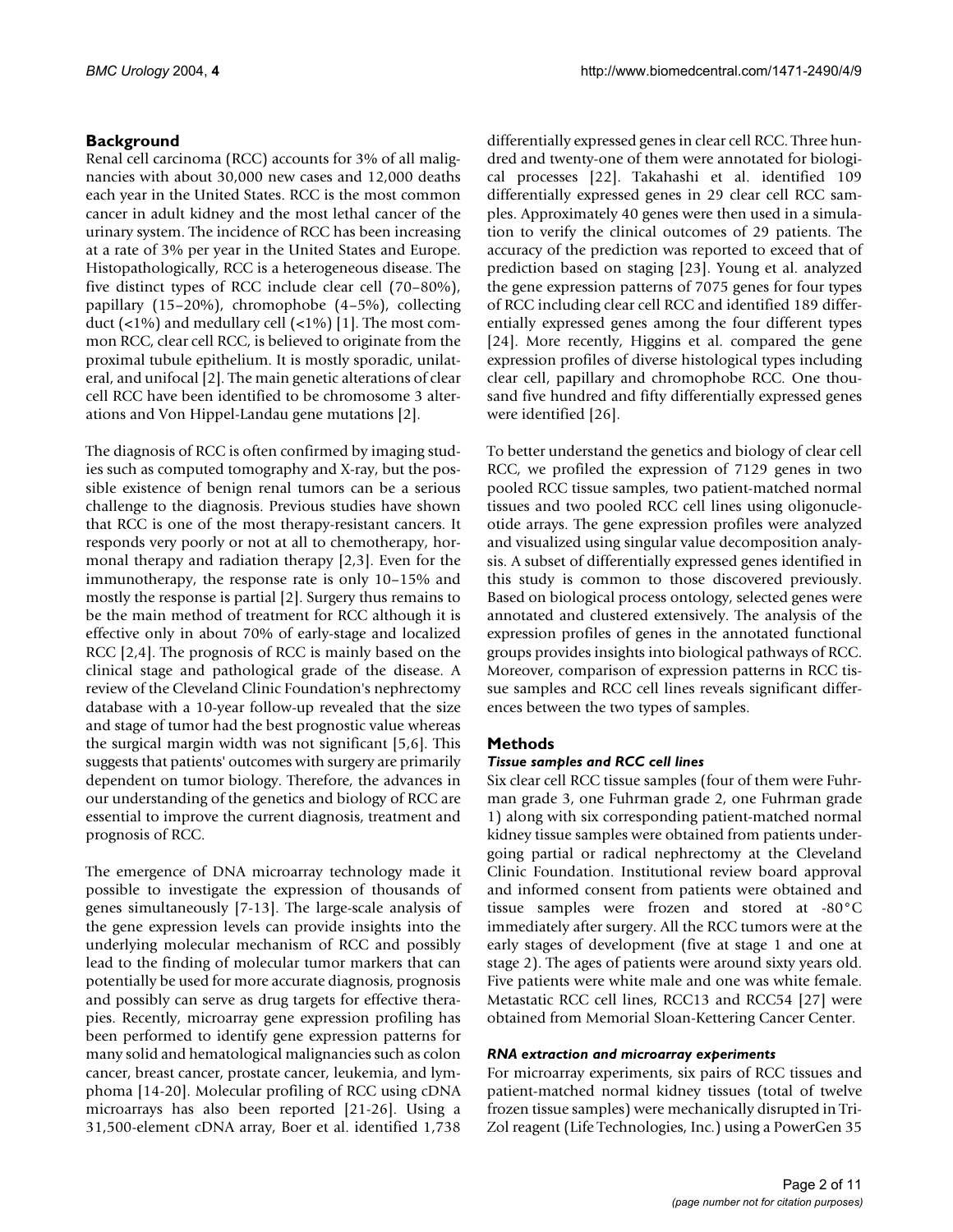## Background

Renal cell carcinoma (RCC) accounts for 3% of all malignancies with about 30,000 new cases and 12,000 deaths each year in the United States. RCC is the most common cancer in adult kidney and the most lethal cancer of the urinary system. The incidence of RCC has been increasing at a rate of 3% per year in the United States and Europe. Histopathologically, RCC is a heterogeneous disease. The five distinct types of RCC include clear cell (70–80%), papillary (15–20%), chromophobe (4–5%), collecting duct (<1%) and medullary cell (<1%) [1]. The most common RCC, clear cell RCC, is believed to originate from the proximal tubule epithelium. It is mostly sporadic, unilateral, and unifocal [2]. The main genetic alterations of clear cell RCC have been identified to be chromosome 3 alterations and Von Hippel-Landau gene mutations [2].

The diagnosis of RCC is often confirmed by imaging studies such as computed tomography and X-ray, but the possible existence of benign renal tumors can be a serious challenge to the diagnosis. Previous studies have shown that RCC is one of the most therapy-resistant cancers. It responds very poorly or not at all to chemotherapy, hormonal therapy and radiation therapy [2,3]. Even for the immunotherapy, the response rate is only 10–15% and mostly the response is partial [2]. Surgery thus remains to be the main method of treatment for RCC although it is effective only in about 70% of early-stage and localized RCC [2,4]. The prognosis of RCC is mainly based on the clinical stage and pathological grade of the disease. A review of the Cleveland Clinic Foundation's nephrectomy database with a 10-year follow-up revealed that the size and stage of tumor had the best prognostic value whereas the surgical margin width was not significant [5,6]. This suggests that patients' outcomes with surgery are primarily dependent on tumor biology. Therefore, the advances in our understanding of the genetics and biology of RCC are essential to improve the current diagnosis, treatment and prognosis of RCC.

The emergence of DNA microarray technology made it possible to investigate the expression of thousands of genes simultaneously [7-13]. The large-scale analysis of the gene expression levels can provide insights into the underlying molecular mechanism of RCC and possibly lead to the finding of molecular tumor markers that can potentially be used for more accurate diagnosis, prognosis and possibly can serve as drug targets for effective therapies. Recently, microarray gene expression profiling has been performed to identify gene expression patterns for many solid and hematological malignancies such as colon cancer, breast cancer, prostate cancer, leukemia, and lymphoma [14-20]. Molecular profiling of RCC using cDNA microarrays has also been reported [21-26]. Using a 31,500-element cDNA array, Boer et al. identified 1,738 differentially expressed genes in clear cell RCC. Three hundred and twenty-one of them were annotated for biological processes [22]. Takahashi et al. identified 109 differentially expressed genes in 29 clear cell RCC samples. Approximately 40 genes were then used in a simulation to verify the clinical outcomes of 29 patients. The accuracy of the prediction was reported to exceed that of prediction based on staging [23]. Young et al. analyzed the gene expression patterns of 7075 genes for four types of RCC including clear cell RCC and identified 189 differentially expressed genes among the four different types [24]. More recently, Higgins et al. compared the gene expression profiles of diverse histological types including clear cell, papillary and chromophobe RCC. One thousand five hundred and fifty differentially expressed genes were identified [26].

To better understand the genetics and biology of clear cell RCC, we profiled the expression of 7129 genes in two pooled RCC tissue samples, two patient-matched normal tissues and two pooled RCC cell lines using oligonucleotide arrays. The gene expression profiles were analyzed and visualized using singular value decomposition analysis. A subset of differentially expressed genes identified in this study is common to those discovered previously. Based on biological process ontology, selected genes were annotated and clustered extensively. The analysis of the expression profiles of genes in the annotated functional groups provides insights into biological pathways of RCC. Moreover, comparison of expression patterns in RCC tissue samples and RCC cell lines reveals significant differences between the two types of samples.

## Methods

### *Tissue samples and RCC cell lines*

Six clear cell RCC tissue samples (four of them were Fuhrman grade 3, one Fuhrman grade 2, one Fuhrman grade 1) along with six corresponding patient-matched normal kidney tissue samples were obtained from patients undergoing partial or radical nephrectomy at the Cleveland Clinic Foundation. Institutional review board approval and informed consent from patients were obtained and tissue samples were frozen and stored at -80°C immediately after surgery. All the RCC tumors were at the early stages of development (five at stage 1 and one at stage 2). The ages of patients were around sixty years old. Five patients were white male and one was white female. Metastatic RCC cell lines, RCC13 and RCC54 [27] were obtained from Memorial Sloan-Kettering Cancer Center.

### *RNA extraction and microarray experiments*

For microarray experiments, six pairs of RCC tissues and patient-matched normal kidney tissues (total of twelve frozen tissue samples) were mechanically disrupted in TriZol reagent (Life Technologies, Inc.) using a PowerGen 35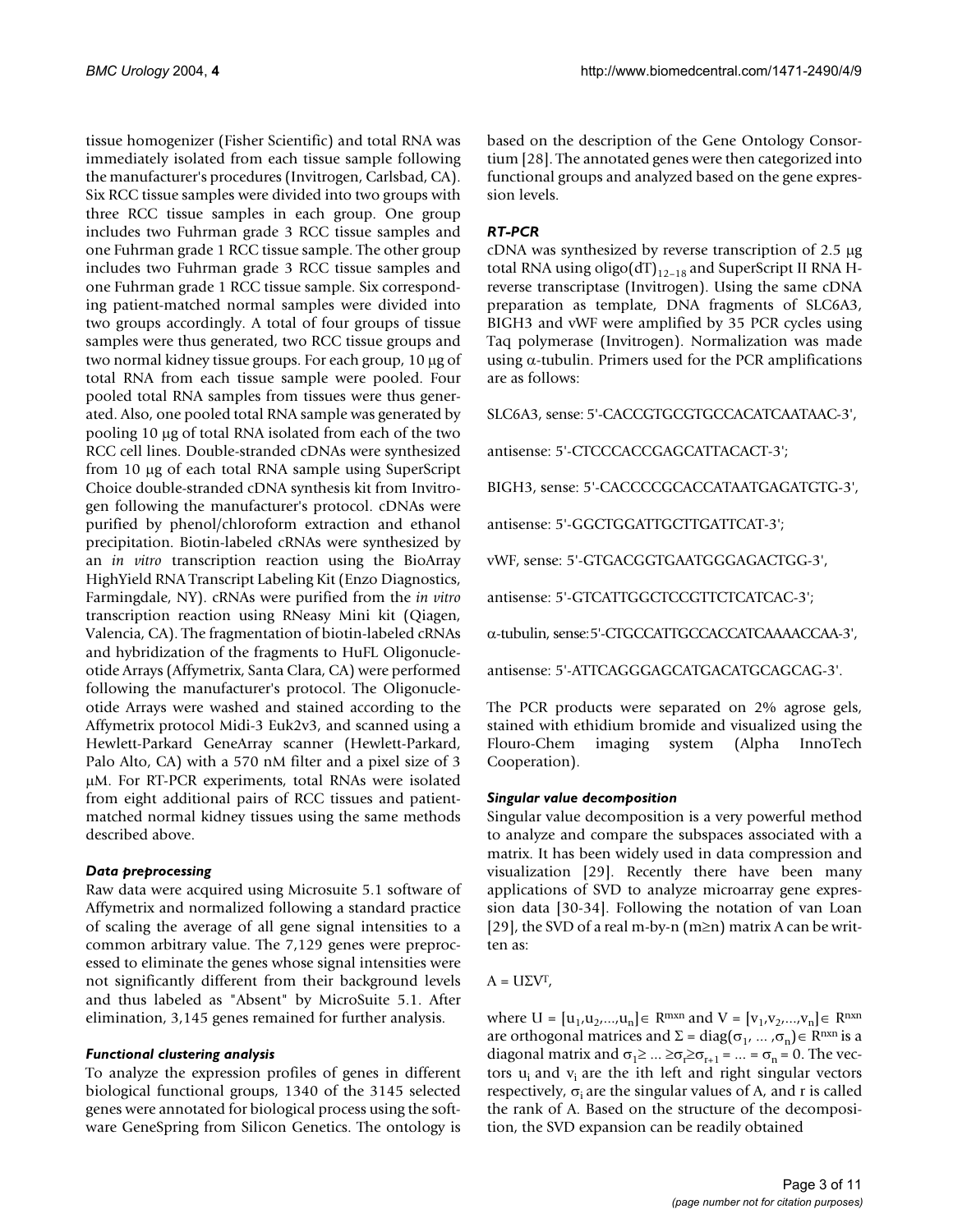tissue homogenizer (Fisher Scientific) and total RNA was immediately isolated from each tissue sample following the manufacturer's procedures (Invitrogen, Carlsbad, CA). Six RCC tissue samples were divided into two groups with three RCC tissue samples in each group. One group includes two Fuhrman grade 3 RCC tissue samples and one Fuhrman grade 1 RCC tissue sample. The other group includes two Fuhrman grade 3 RCC tissue samples and one Fuhrman grade 1 RCC tissue sample. Six corresponding patient-matched normal samples were divided into two groups accordingly. A total of four groups of tissue samples were thus generated, two RCC tissue groups and two normal kidney tissue groups. For each group, 10 μg of total RNA from each tissue sample were pooled. Four pooled total RNA samples from tissues were thus generated. Also, one pooled total RNA sample was generated by pooling 10 μg of total RNA isolated from each of the two RCC cell lines. Double-stranded cDNAs were synthesized from 10 μg of each total RNA sample using SuperScript Choice double-stranded cDNA synthesis kit from Invitrogen following the manufacturer's protocol. cDNAs were purified by phenol/chloroform extraction and ethanol precipitation. Biotin-labeled cRNAs were synthesized by an *in vitro* transcription reaction using the BioArray HighYield RNA Transcript Labeling Kit (Enzo Diagnostics, Farmingdale, NY). cRNAs were purified from the *in vitro* transcription reaction using RNeasy Mini kit (Qiagen, Valencia, CA). The fragmentation of biotin-labeled cRNAs and hybridization of the fragments to HuFL Oligonucleotide Arrays (Affymetrix, Santa Clara, CA) were performed following the manufacturer's protocol. The Oligonucleotide Arrays were washed and stained according to the Affymetrix protocol Midi-3 Euk2v3, and scanned using a Hewlett-Parkard GeneArray scanner (Hewlett-Parkard, Palo Alto, CA) with a 570 nM filter and a pixel size of 3 μM. For RT-PCR experiments, total RNAs were isolated from eight additional pairs of RCC tissues and patient-matched normal kidney tissues using the same methods described above.

### *Data preprocessing*

Raw data were acquired using Microsuite 5.1 software of Affymetrix and normalized following a standard practice of scaling the average of all gene signal intensities to a common arbitrary value. The 7,129 genes were preprocessed to eliminate the genes whose signal intensities were not significantly different from their background levels and thus labeled as "Absent" by MicroSuite 5.1. After elimination, 3,145 genes remained for further analysis.

### *Functional clustering analysis*

To analyze the expression profiles of genes in different biological functional groups, 1340 of the 3145 selected genes were annotated for biological process using the software GeneSpring from Silicon Genetics. The ontology is based on the description of the Gene Ontology Consortium [28]. The annotated genes were then categorized into functional groups and analyzed based on the gene expression levels.

### *RT-PCR*

cDNA was synthesized by reverse transcription of 2.5 μg total RNA using oligo(dT)$_{12-18}$ and SuperScript II RNA H-reverse transcriptase (Invitrogen). Using the same cDNA preparation as template, DNA fragments of SLC6A3, BIGH3 and vWF were amplified by 35 PCR cycles using Taq polymerase (Invitrogen). Normalization was made using α-tubulin. Primers used for the PCR amplifications are as follows:

SLC6A3, sense: 5'-CACCGTGCGTGCCACATCAATAAC-3',

antisense: 5'-CTCCCACCGAGCATTACACT-3';

BIGH3, sense: 5'-CACCCCGCACCATAATGAGATGTG-3',

antisense: 5'-GGCTGGATTGCTTGATTCAT-3';

vWF, sense: 5'-GTGACGGTGAATGGGAGACTGG-3',

antisense: 5'-GTCATTGGCTCCGTTCTCATCAC-3';

α-tubulin, sense:5'-CTGCCATTGCCACCATCAAAACCAA-3',

antisense: 5'-ATTCAGGGAGCATGACATGCAGCAG-3'.

The PCR products were separated on 2% agrose gels, stained with ethidium bromide and visualized using the Flouro-Chem imaging system (Alpha InnoTech Cooperation).

### *Singular value decomposition*

Singular value decomposition is a very powerful method to analyze and compare the subspaces associated with a matrix. It has been widely used in data compression and visualization [29]. Recently there have been many applications of SVD to analyze microarray gene expression data [30-34]. Following the notation of van Loan [29], the SVD of a real m-by-n (m≥n) matrix A can be written as:

$$A = U\Sigma V^T,$$

where $U = [u_1, u_2, ..., u_n] \in R^{m \times n}$ and $V = [v_1, v_2, ..., v_n] \in R^{n \times n}$ are orthogonal matrices and $\Sigma = \mathrm{diag}(\sigma_1, ..., \sigma_n) \in R^{n \times n}$ is a diagonal matrix and $\sigma_1 \geq ... \geq \sigma_r \geq \sigma_{r+1} = ... = \sigma_n = 0$. The vectors $u_i$ and $v_i$ are the ith left and right singular vectors respectively, $\sigma_i$ are the singular values of A, and r is called the rank of A. Based on the structure of the decomposition, the SVD expansion can be readily obtained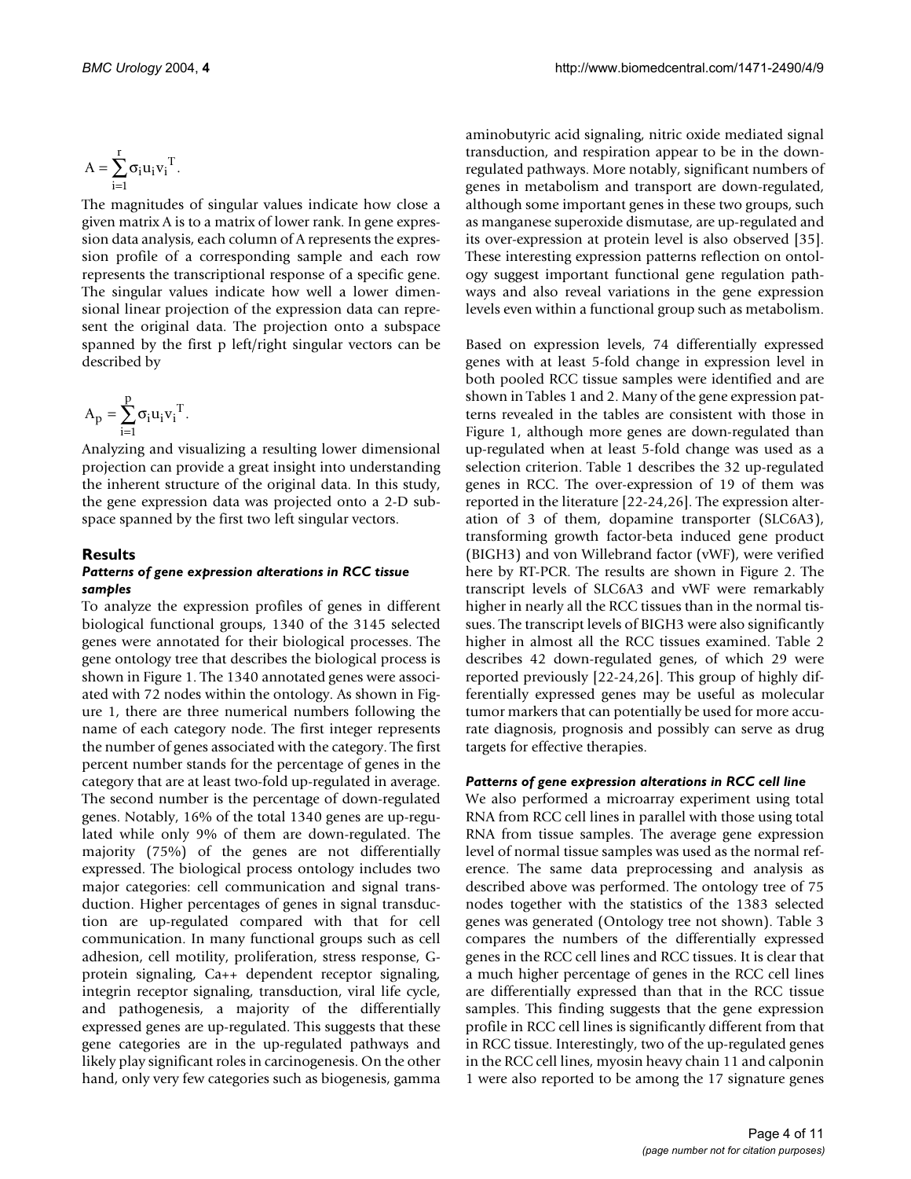$$A = \sum_{i=1}^{r} \sigma_i u_i v_i^T.$$

The magnitudes of singular values indicate how close a given matrix A is to a matrix of lower rank. In gene expression data analysis, each column of A represents the expression profile of a corresponding sample and each row represents the transcriptional response of a specific gene. The singular values indicate how well a lower dimensional linear projection of the expression data can represent the original data. The projection onto a subspace spanned by the first p left/right singular vectors can be described by

$$A_p = \sum_{i=1}^{p} \sigma_i u_i v_i^T.$$

Analyzing and visualizing a resulting lower dimensional projection can provide a great insight into understanding the inherent structure of the original data. In this study, the gene expression data was projected onto a 2-D subspace spanned by the first two left singular vectors.

## Results

### *Patterns of gene expression alterations in RCC tissue samples*

To analyze the expression profiles of genes in different biological functional groups, 1340 of the 3145 selected genes were annotated for their biological processes. The gene ontology tree that describes the biological process is shown in Figure 1. The 1340 annotated genes were associated with 72 nodes within the ontology. As shown in Figure 1, there are three numerical numbers following the name of each category node. The first integer represents the number of genes associated with the category. The first percent number stands for the percentage of genes in the category that are at least two-fold up-regulated in average. The second number is the percentage of down-regulated genes. Notably, 16% of the total 1340 genes are up-regulated while only 9% of them are down-regulated. The majority (75%) of the genes are not differentially expressed. The biological process ontology includes two major categories: cell communication and signal transduction. Higher percentages of genes in signal transduction are up-regulated compared with that for cell communication. In many functional groups such as cell adhesion, cell motility, proliferation, stress response, G-protein signaling, Ca++ dependent receptor signaling, integrin receptor signaling, transduction, viral life cycle, and pathogenesis, a majority of the differentially expressed genes are up-regulated. This suggests that these gene categories are in the up-regulated pathways and likely play significant roles in carcinogenesis. On the other hand, only very few categories such as biogenesis, gamma aminobutyric acid signaling, nitric oxide mediated signal transduction, and respiration appear to be in the down-regulated pathways. More notably, significant numbers of genes in metabolism and transport are down-regulated, although some important genes in these two groups, such as manganese superoxide dismutase, are up-regulated and its over-expression at protein level is also observed [35]. These interesting expression patterns reflection on ontology suggest important functional gene regulation pathways and also reveal variations in the gene expression levels even within a functional group such as metabolism.

Based on expression levels, 74 differentially expressed genes with at least 5-fold change in expression level in both pooled RCC tissue samples were identified and are shown in Tables 1 and 2. Many of the gene expression patterns revealed in the tables are consistent with those in Figure 1, although more genes are down-regulated than up-regulated when at least 5-fold change was used as a selection criterion. Table 1 describes the 32 up-regulated genes in RCC. The over-expression of 19 of them was reported in the literature [22-24,26]. The expression alteration of 3 of them, dopamine transporter (SLC6A3), transforming growth factor-beta induced gene product (BIGH3) and von Willebrand factor (vWF), were verified here by RT-PCR. The results are shown in Figure 2. The transcript levels of SLC6A3 and vWF were remarkably higher in nearly all the RCC tissues than in the normal tissues. The transcript levels of BIGH3 were also significantly higher in almost all the RCC tissues examined. Table 2 describes 42 down-regulated genes, of which 29 were reported previously [22-24,26]. This group of highly differentially expressed genes may be useful as molecular tumor markers that can potentially be used for more accurate diagnosis, prognosis and possibly can serve as drug targets for effective therapies.

### *Patterns of gene expression alterations in RCC cell line*

We also performed a microarray experiment using total RNA from RCC cell lines in parallel with those using total RNA from tissue samples. The average gene expression level of normal tissue samples was used as the normal reference. The same data preprocessing and analysis as described above was performed. The ontology tree of 75 nodes together with the statistics of the 1383 selected genes was generated (Ontology tree not shown). Table 3 compares the numbers of the differentially expressed genes in the RCC cell lines and RCC tissues. It is clear that a much higher percentage of genes in the RCC cell lines are differentially expressed than that in the RCC tissue samples. This finding suggests that the gene expression profile in RCC cell lines is significantly different from that in RCC tissue. Interestingly, two of the up-regulated genes in the RCC cell lines, myosin heavy chain 11 and calponin 1 were also reported to be among the 17 signature genes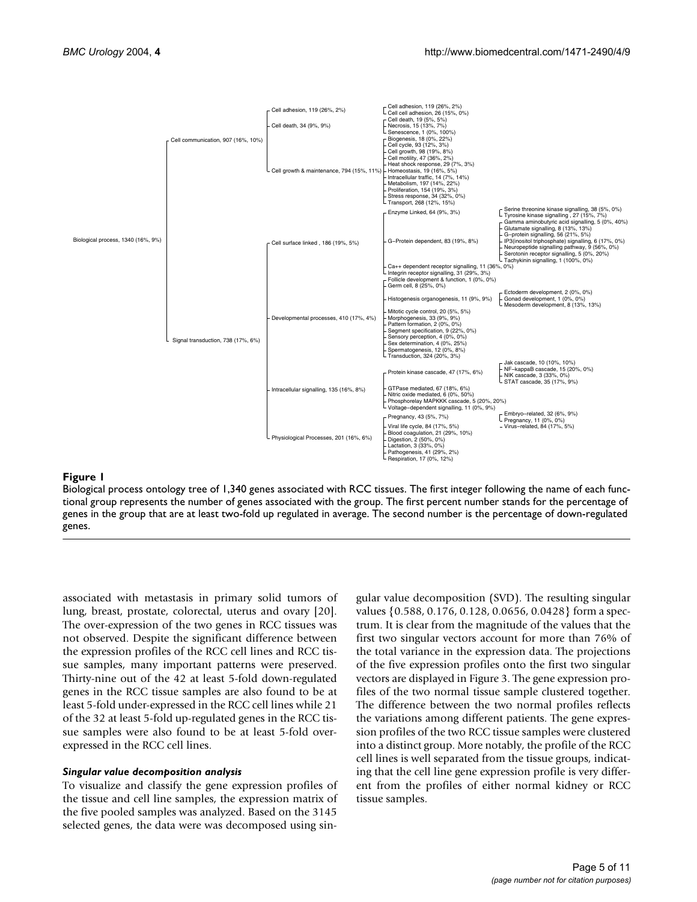Biological process, 1340 (16%, 9%)
- Cell communication, 907 (16%, 10%)
  - Cell adhesion, 119 (26%, 2%)
    - Cell adhesion, 119 (26%, 2%)
    - Cell cell adhesion, 26 (15%, 0%)
  - Cell death, 34 (9%, 9%)
    - Cell death, 19 (5%, 5%)
    - Necrosis, 15 (13%, 7%)
    - Senescence, 1 (0%, 100%)
  - Cell growth & maintenance, 794 (15%, 11%)
    - Biogenesis, 18 (0%, 22%)
    - Cell cycle, 93 (12%, 3%)
    - Cell growth, 98 (19%, 8%)
    - Cell motility, 47 (36%, 2%)
    - Heat shock response, 29 (7%, 3%)
    - Homeostasis, 19 (16%, 5%)
    - Intracellular traffic, 14 (7%, 14%)
    - Metabolism, 197 (14%, 22%)
    - Proliferation, 154 (19%, 3%)
    - Stress response, 34 (32%, 0%)
    - Transport, 268 (12%, 15%)
- Signal transduction, 738 (17%, 6%)
  - Cell surface linked , 186 (19%, 5%)
    - Enzyme Linked, 64 (9%, 3%)
      - Serine threonine kinase signalling, 38 (5%, 0%)
      - Tyrosine kinase signalling , 27 (15%, 7%)
    - G–Protein dependent, 83 (19%, 8%)
      - Gamma aminobutyric acid signalling, 5 (0%, 40%)
      - Glutamate signalling, 8 (13%, 13%)
      - G–protein signalling, 56 (21%, 5%)
      - IP3(inositol triphosphate) signalling, 6 (17%, 0%)
      - Neuropeptide signalling pathway, 9 (56%, 0%)
      - Serotonin receptor signalling, 5 (0%, 20%)
      - Tachykinin signalling, 1 (100%, 0%)
    - Ca++ dependent receptor signalling, 11 (36%, 0%)
    - Integrin receptor signalling, 31 (29%, 3%)
  - Developmental processes, 410 (17%, 4%)
    - Follicle development & function, 1 (0%, 0%)
    - Germ cell, 8 (25%, 0%)
    - Histogenesis organogenesis, 11 (9%, 9%)
      - Ectoderm development, 2 (0%, 0%)
      - Gonad development, 1 (0%, 0%)
      - Mesoderm development, 8 (13%, 13%)
    - Mitotic cycle control, 20 (5%, 5%)
    - Morphogenesis, 33 (9%, 9%)
    - Pattern formation, 2 (0%, 0%)
    - Segment specification, 9 (22%, 0%)
    - Sensory perception, 4 (0%, 0%)
    - Sex determination, 4 (0%, 25%)
    - Spermatogenesis, 12 (0%, 8%)
    - Transduction, 324 (20%, 3%)
  - Intracellular signalling, 135 (16%, 8%)
    - Protein kinase cascade, 47 (17%, 6%)
      - Jak cascade, 10 (10%, 10%)
      - NF–kappaB cascade, 15 (20%, 0%)
      - NIK cascade, 3 (33%, 0%)
      - STAT cascade, 35 (17%, 9%)
    - GTPase mediated, 67 (18%, 6%)
    - Nitric oxide mediated, 6 (0%, 50%)
    - Phosphorelay MAPKKK cascade, 5 (20%, 20%)
    - Voltage–dependent signalling, 11 (0%, 9%)
  - Physiological Processes, 201 (16%, 6%)
    - Pregnancy, 43 (5%, 7%)
      - Embryo–related, 32 (6%, 9%)
      - Pregnancy, 11 (0%, 0%)
    - Viral life cycle, 84 (17%, 5%)
      - Virus–related, 84 (17%, 5%)
    - Blood coagulation, 21 (29%, 10%)
    - Digestion, 2 (50%, 0%)
    - Lactation, 3 (33%, 0%)
    - Pathogenesis, 41 (29%, 2%)
    - Respiration, 17 (0%, 12%)

**Figure 1**

Biological process ontology tree of 1,340 genes associated with RCC tissues. The first integer following the name of each functional group represents the number of genes associated with the group. The first percent number stands for the percentage of genes in the group that are at least two-fold up regulated in average. The second number is the percentage of down-regulated genes.

associated with metastasis in primary solid tumors of lung, breast, prostate, colorectal, uterus and ovary [20]. The over-expression of the two genes in RCC tissues was not observed. Despite the significant difference between the expression profiles of the RCC cell lines and RCC tissue samples, many important patterns were preserved. Thirty-nine out of the 42 at least 5-fold down-regulated genes in the RCC tissue samples are also found to be at least 5-fold under-expressed in the RCC cell lines while 21 of the 32 at least 5-fold up-regulated genes in the RCC tissue samples were also found to be at least 5-fold over-expressed in the RCC cell lines.

### *Singular value decomposition analysis*

To visualize and classify the gene expression profiles of the tissue and cell line samples, the expression matrix of the five pooled samples was analyzed. Based on the 3145 selected genes, the data were was decomposed using singular value decomposition (SVD). The resulting singular values $\{0.588, 0.176, 0.128, 0.0656, 0.0428\}$ form a spectrum. It is clear from the magnitude of the values that the first two singular vectors account for more than 76% of the total variance in the expression data. The projections of the five expression profiles onto the first two singular vectors are displayed in Figure 3. The gene expression profiles of the two normal tissue sample clustered together. The difference between the two normal profiles reflects the variations among different patients. The gene expression profiles of the two RCC tissue samples were clustered into a distinct group. More notably, the profile of the RCC cell lines is well separated from the tissue groups, indicating that the cell line gene expression profile is very different from the profiles of either normal kidney or RCC tissue samples.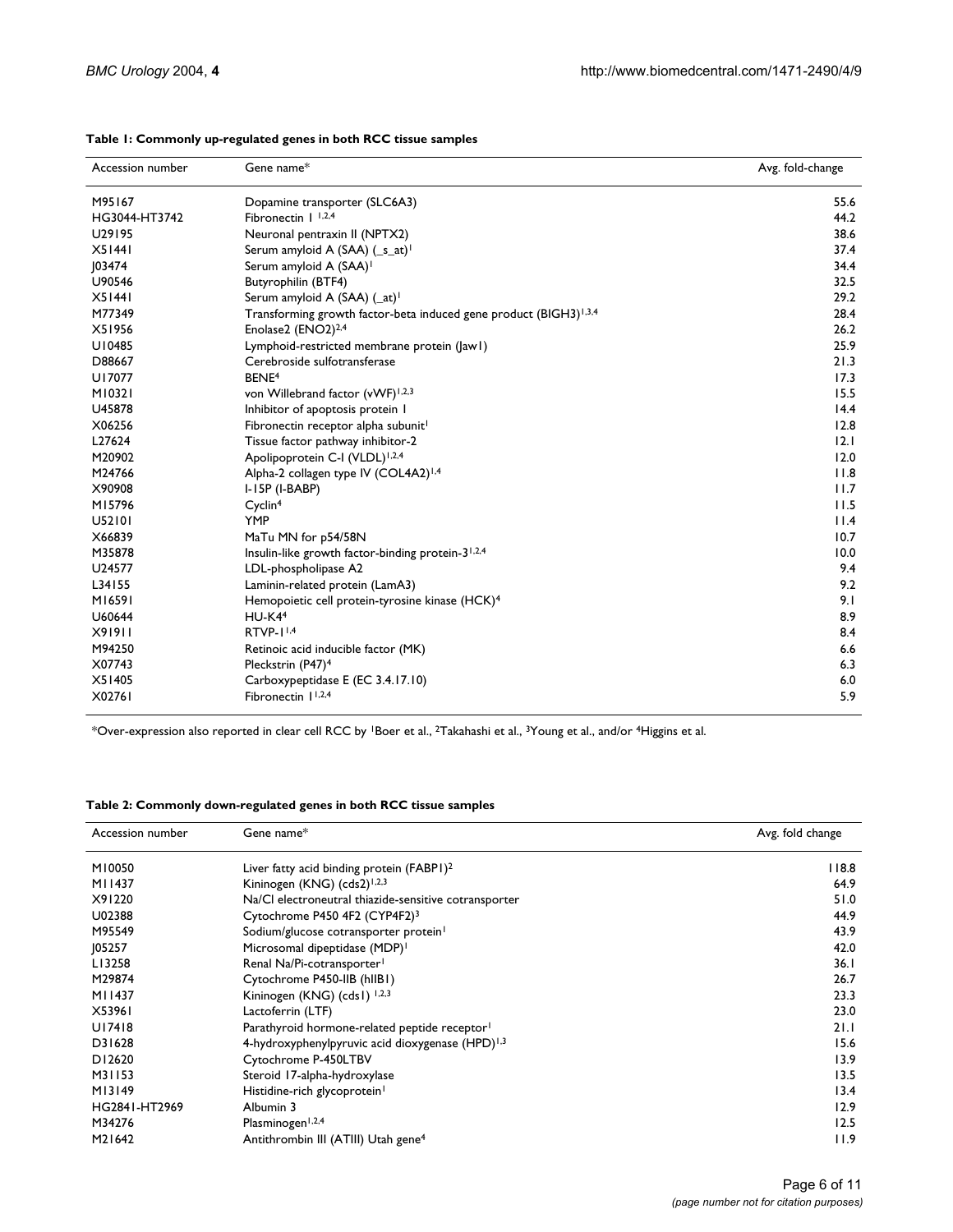**Table 1: Commonly up-regulated genes in both RCC tissue samples**

| Accession number | Gene name* | Avg. fold-change |
| --- | --- | --- |
| M95167 | Dopamine transporter (SLC6A3) | 55.6 |
| HG3044-HT3742 | Fibronectin 1 [1,2,4] | 44.2 |
| U29195 | Neuronal pentraxin II (NPTX2) | 38.6 |
| X51441 | Serum amyloid A (SAA) (_s_at)[1] | 37.4 |
| J03474 | Serum amyloid A (SAA)[1] | 34.4 |
| U90546 | Butyrophilin (BTF4) | 32.5 |
| X51441 | Serum amyloid A (SAA) (_at)[1] | 29.2 |
| M77349 | Transforming growth factor-beta induced gene product (BIGH3)[1,3,4] | 28.4 |
| X51956 | Enolase2 (ENO2)[2,4] | 26.2 |
| U10485 | Lymphoid-restricted membrane protein (Jaw1) | 25.9 |
| D88667 | Cerebroside sulfotransferase | 21.3 |
| U17077 | BENE[4] | 17.3 |
| M10321 | von Willebrand factor (vWF)[1,2,3] | 15.5 |
| U45878 | Inhibitor of apoptosis protein 1 | 14.4 |
| X06256 | Fibronectin receptor alpha subunit[1] | 12.8 |
| L27624 | Tissue factor pathway inhibitor-2 | 12.1 |
| M20902 | Apolipoprotein C-I (VLDL)[1,2,4] | 12.0 |
| M24766 | Alpha-2 collagen type IV (COL4A2)[1,4] | 11.8 |
| X90908 | I-15P (I-BABP) | 11.7 |
| M15796 | Cyclin[4] | 11.5 |
| U52101 | YMP | 11.4 |
| X66839 | MaTu MN for p54/58N | 10.7 |
| M35878 | Insulin-like growth factor-binding protein-3[1,2,4] | 10.0 |
| U24577 | LDL-phospholipase A2 | 9.4 |
| L34155 | Laminin-related protein (LamA3) | 9.2 |
| M16591 | Hemopoietic cell protein-tyrosine kinase (HCK)[4] | 9.1 |
| U60644 | HU-K4[4] | 8.9 |
| X91911 | RTVP-1[1,4] | 8.4 |
| M94250 | Retinoic acid inducible factor (MK) | 6.6 |
| X07743 | Pleckstrin (P47)[4] | 6.3 |
| X51405 | Carboxypeptidase E (EC 3.4.17.10) | 6.0 |
| X02761 | Fibronectin 1[1,2,4] | 5.9 |

*Over-expression also reported in clear cell RCC by [1]Boer et al., [2]Takahashi et al., [3]Young et al., and/or [4]Higgins et al.

**Table 2: Commonly down-regulated genes in both RCC tissue samples**

| Accession number | Gene name* | Avg. fold change |
| --- | --- | --- |
| M10050 | Liver fatty acid binding protein (FABP1)[2] | 118.8 |
| M11437 | Kininogen (KNG) (cds2)[1,2,3] | 64.9 |
| X91220 | Na/Cl electroneutral thiazide-sensitive cotransporter | 51.0 |
| U02388 | Cytochrome P450 4F2 (CYP4F2)[3] | 44.9 |
| M95549 | Sodium/glucose cotransporter protein[1] | 43.9 |
| J05257 | Microsomal dipeptidase (MDP)[1] | 42.0 |
| L13258 | Renal Na/Pi-cotransporter[1] | 36.1 |
| M29874 | Cytochrome P450-IIB (hIIB1) | 26.7 |
| M11437 | Kininogen (KNG) (cds1) [1,2,3] | 23.3 |
| X53961 | Lactoferrin (LTF) | 23.0 |
| U17418 | Parathyroid hormone-related peptide receptor[1] | 21.1 |
| D31628 | 4-hydroxyphenylpyruvic acid dioxygenase (HPD)[1,3] | 15.6 |
| D12620 | Cytochrome P-450LTBV | 13.9 |
| M31153 | Steroid 17-alpha-hydroxylase | 13.5 |
| M13149 | Histidine-rich glycoprotein[1] | 13.4 |
| HG2841-HT2969 | Albumin 3 | 12.9 |
| M34276 | Plasminogen[1,2,4] | 12.5 |
| M21642 | Antithrombin III (ATIII) Utah gene[4] | 11.9 |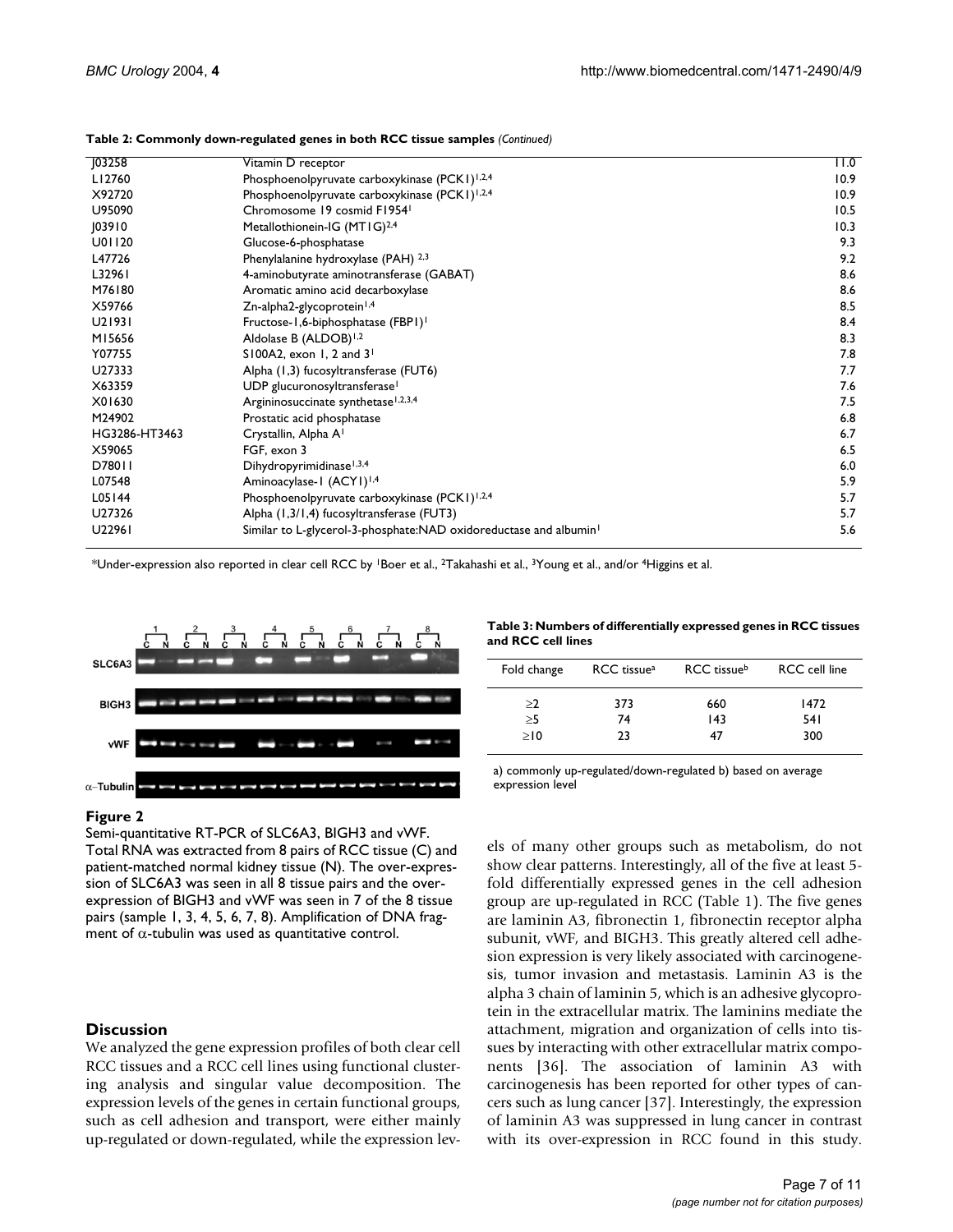**Table 2: Commonly down-regulated genes in both RCC tissue samples** *(Continued)*

| | | |
|---|---|---|
| J03258 | Vitamin D receptor | 11.0 |
| L12760 | Phosphoenolpyruvate carboxykinase (PCK1)[1,2,4] | 10.9 |
| X92720 | Phosphoenolpyruvate carboxykinase (PCK1)[1,2,4] | 10.9 |
| U95090 | Chromosome 19 cosmid F1954[1] | 10.5 |
| J03910 | Metallothionein-IG (MT1G)[2,4] | 10.3 |
| U01120 | Glucose-6-phosphatase | 9.3 |
| L47726 | Phenylalanine hydroxylase (PAH) [2,3] | 9.2 |
| L32961 | 4-aminobutyrate aminotransferase (GABAT) | 8.6 |
| M76180 | Aromatic amino acid decarboxylase | 8.6 |
| X59766 | Zn-alpha2-glycoprotein[1,4] | 8.5 |
| U21931 | Fructose-1,6-biphosphatase (FBP1)[1] | 8.4 |
| M15656 | Aldolase B (ALDOB)[1,2] | 8.3 |
| Y07755 | S100A2, exon 1, 2 and 3[1] | 7.8 |
| U27333 | Alpha (1,3) fucosyltransferase (FUT6) | 7.7 |
| X63359 | UDP glucuronosyltransferase[1] | 7.6 |
| X01630 | Argininosuccinate synthetase[1,2,3,4] | 7.5 |
| M24902 | Prostatic acid phosphatase | 6.8 |
| HG3286-HT3463 | Crystallin, Alpha A[1] | 6.7 |
| X59065 | FGF, exon 3 | 6.5 |
| D78011 | Dihydropyrimidinase[1,3,4] | 6.0 |
| L07548 | Aminoacylase-1 (ACY1)[1,4] | 5.9 |
| L05144 | Phosphoenolpyruvate carboxykinase (PCK1)[1,2,4] | 5.7 |
| U27326 | Alpha (1,3/1,4) fucosyltransferase (FUT3) | 5.7 |
| U22961 | Similar to L-glycerol-3-phosphate:NAD oxidoreductase and albumin[1] | 5.6 |

*Under-expression also reported in clear cell RCC by [1]Boer et al., [2]Takahashi et al., [3]Young et al., and/or [4]Higgins et al.

**Figure 2**
Semi-quantitative RT-PCR of SLC6A3, BIGH3 and vWF. Total RNA was extracted from 8 pairs of RCC tissue (C) and patient-matched normal kidney tissue (N). The over-expression of SLC6A3 was seen in all 8 tissue pairs and the over-expression of BIGH3 and vWF was seen in 7 of the 8 tissue pairs (sample 1, 3, 4, 5, 6, 7, 8). Amplification of DNA fragment of α-tubulin was used as quantitative control.

**Table 3: Numbers of differentially expressed genes in RCC tissues and RCC cell lines**

| Fold change | RCC tissue[a] | RCC tissue[b] | RCC cell line |
|---|---|---|---|
| ≥2 | 373 | 660 | 1472 |
| ≥5 | 74 | 143 | 541 |
| ≥10 | 23 | 47 | 300 |

a) commonly up-regulated/down-regulated b) based on average expression level

## Discussion

We analyzed the gene expression profiles of both clear cell RCC tissues and a RCC cell lines using functional clustering analysis and singular value decomposition. The expression levels of the genes in certain functional groups, such as cell adhesion and transport, were either mainly up-regulated or down-regulated, while the expression levels of many other groups such as metabolism, do not show clear patterns. Interestingly, all of the five at least 5-fold differentially expressed genes in the cell adhesion group are up-regulated in RCC (Table 1). The five genes are laminin A3, fibronectin 1, fibronectin receptor alpha subunit, vWF, and BIGH3. This greatly altered cell adhesion expression is very likely associated with carcinogenesis, tumor invasion and metastasis. Laminin A3 is the alpha 3 chain of laminin 5, which is an adhesive glycoprotein in the extracellular matrix. The laminins mediate the attachment, migration and organization of cells into tissues by interacting with other extracellular matrix components [36]. The association of laminin A3 with carcinogenesis has been reported for other types of cancers such as lung cancer [37]. Interestingly, the expression of laminin A3 was suppressed in lung cancer in contrast with its over-expression in RCC found in this study.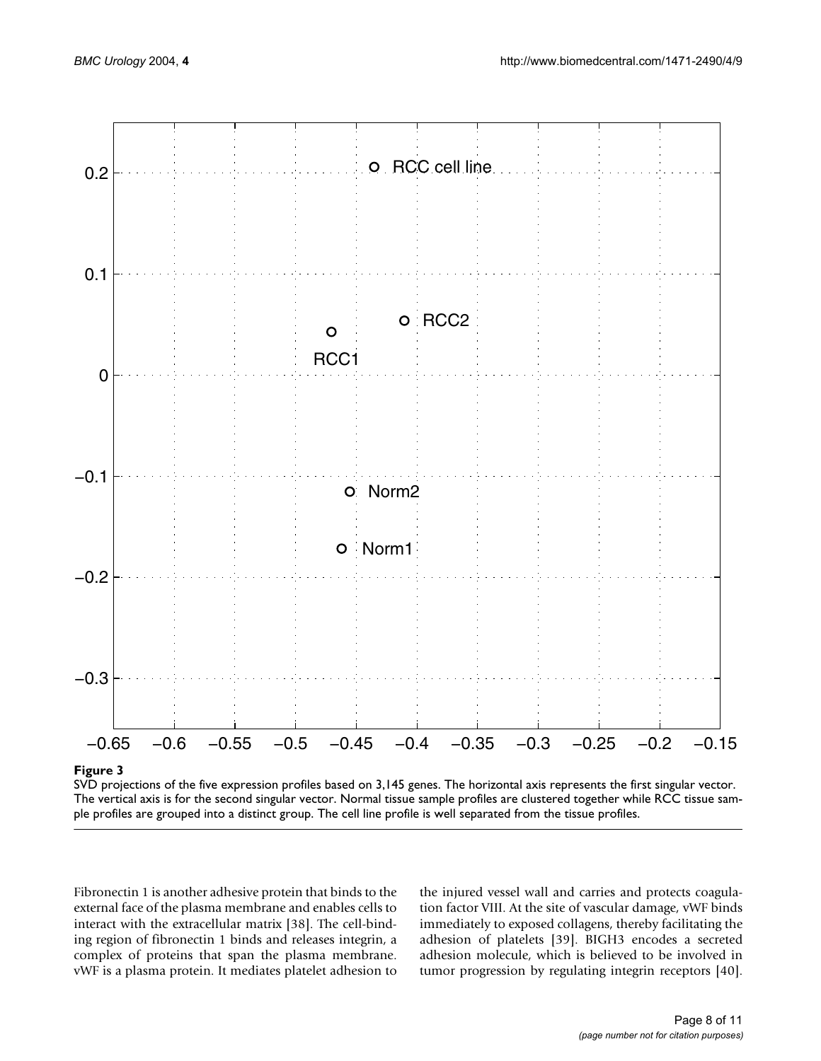**Figure 3**

SVD projections of the five expression profiles based on 3,145 genes. The horizontal axis represents the first singular vector. The vertical axis is for the second singular vector. Normal tissue sample profiles are clustered together while RCC tissue sample profiles are grouped into a distinct group. The cell line profile is well separated from the tissue profiles.

Fibronectin 1 is another adhesive protein that binds to the external face of the plasma membrane and enables cells to interact with the extracellular matrix [38]. The cell-binding region of fibronectin 1 binds and releases integrin, a complex of proteins that span the plasma membrane. vWF is a plasma protein. It mediates platelet adhesion to the injured vessel wall and carries and protects coagulation factor VIII. At the site of vascular damage, vWF binds immediately to exposed collagens, thereby facilitating the adhesion of platelets [39]. BIGH3 encodes a secreted adhesion molecule, which is believed to be involved in tumor progression by regulating integrin receptors [40].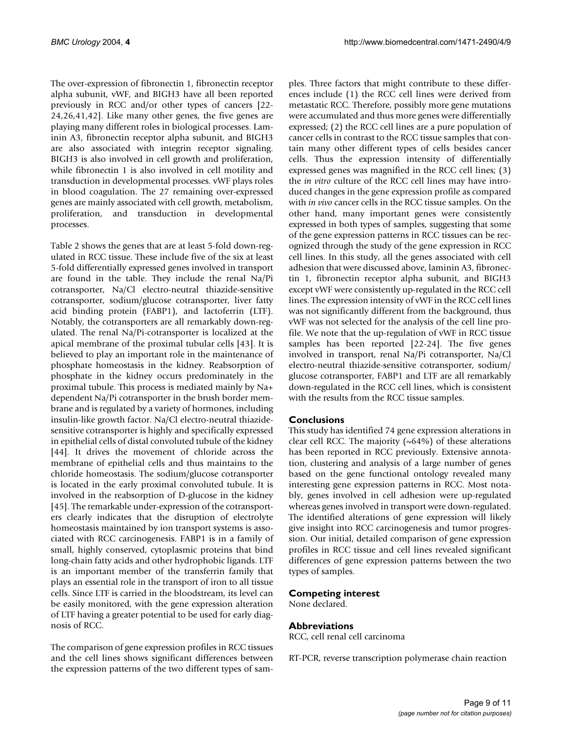The over-expression of fibronectin 1, fibronectin receptor alpha subunit, vWF, and BIGH3 have all been reported previously in RCC and/or other types of cancers [22-24,26,41,42]. Like many other genes, the five genes are playing many different roles in biological processes. Laminin A3, fibronectin receptor alpha subunit, and BIGH3 are also associated with integrin receptor signaling. BIGH3 is also involved in cell growth and proliferation, while fibronectin 1 is also involved in cell motility and transduction in developmental processes. vWF plays roles in blood coagulation. The 27 remaining over-expressed genes are mainly associated with cell growth, metabolism, proliferation, and transduction in developmental processes.

Table 2 shows the genes that are at least 5-fold down-regulated in RCC tissue. These include five of the six at least 5-fold differentially expressed genes involved in transport are found in the table. They include the renal Na/Pi cotransporter, Na/Cl electro-neutral thiazide-sensitive cotransporter, sodium/glucose cotransporter, liver fatty acid binding protein (FABP1), and lactoferrin (LTF). Notably, the cotransporters are all remarkably down-regulated. The renal Na/Pi-cotransporter is localized at the apical membrane of the proximal tubular cells [43]. It is believed to play an important role in the maintenance of phosphate homeostasis in the kidney. Reabsorption of phosphate in the kidney occurs predominately in the proximal tubule. This process is mediated mainly by Na+ dependent Na/Pi cotransporter in the brush border membrane and is regulated by a variety of hormones, including insulin-like growth factor. Na/Cl electro-neutral thiazide-sensitive cotransporter is highly and specifically expressed in epithelial cells of distal convoluted tubule of the kidney [44]. It drives the movement of chloride across the membrane of epithelial cells and thus maintains to the chloride homeostasis. The sodium/glucose cotransporter is located in the early proximal convoluted tubule. It is involved in the reabsorption of D-glucose in the kidney [45]. The remarkable under-expression of the cotransporters clearly indicates that the disruption of electrolyte homeostasis maintained by ion transport systems is associated with RCC carcinogenesis. FABP1 is in a family of small, highly conserved, cytoplasmic proteins that bind long-chain fatty acids and other hydrophobic ligands. LTF is an important member of the transferrin family that plays an essential role in the transport of iron to all tissue cells. Since LTF is carried in the bloodstream, its level can be easily monitored, with the gene expression alteration of LTF having a greater potential to be used for early diagnosis of RCC.

The comparison of gene expression profiles in RCC tissues and the cell lines shows significant differences between the expression patterns of the two different types of samples. Three factors that might contribute to these differences include (1) the RCC cell lines were derived from metastatic RCC. Therefore, possibly more gene mutations were accumulated and thus more genes were differentially expressed; (2) the RCC cell lines are a pure population of cancer cells in contrast to the RCC tissue samples that contain many other different types of cells besides cancer cells. Thus the expression intensity of differentially expressed genes was magnified in the RCC cell lines; (3) the *in vitro* culture of the RCC cell lines may have introduced changes in the gene expression profile as compared with *in vivo* cancer cells in the RCC tissue samples. On the other hand, many important genes were consistently expressed in both types of samples, suggesting that some of the gene expression patterns in RCC tissues can be recognized through the study of the gene expression in RCC cell lines. In this study, all the genes associated with cell adhesion that were discussed above, laminin A3, fibronectin 1, fibronectin receptor alpha subunit, and BIGH3 except vWF were consistently up-regulated in the RCC cell lines. The expression intensity of vWF in the RCC cell lines was not significantly different from the background, thus vWF was not selected for the analysis of the cell line profile. We note that the up-regulation of vWF in RCC tissue samples has been reported [22-24]. The five genes involved in transport, renal Na/Pi cotransporter, Na/Cl electro-neutral thiazide-sensitive cotransporter, sodium/glucose cotransporter, FABP1 and LTF are all remarkably down-regulated in the RCC cell lines, which is consistent with the results from the RCC tissue samples.

## Conclusions

This study has identified 74 gene expression alterations in clear cell RCC. The majority (~64%) of these alterations has been reported in RCC previously. Extensive annotation, clustering and analysis of a large number of genes based on the gene functional ontology revealed many interesting gene expression patterns in RCC. Most notably, genes involved in cell adhesion were up-regulated whereas genes involved in transport were down-regulated. The identified alterations of gene expression will likely give insight into RCC carcinogenesis and tumor progression. Our initial, detailed comparison of gene expression profiles in RCC tissue and cell lines revealed significant differences of gene expression patterns between the two types of samples.

## Competing interest

None declared.

## Abbreviations

RCC, cell renal cell carcinoma

RT-PCR, reverse transcription polymerase chain reaction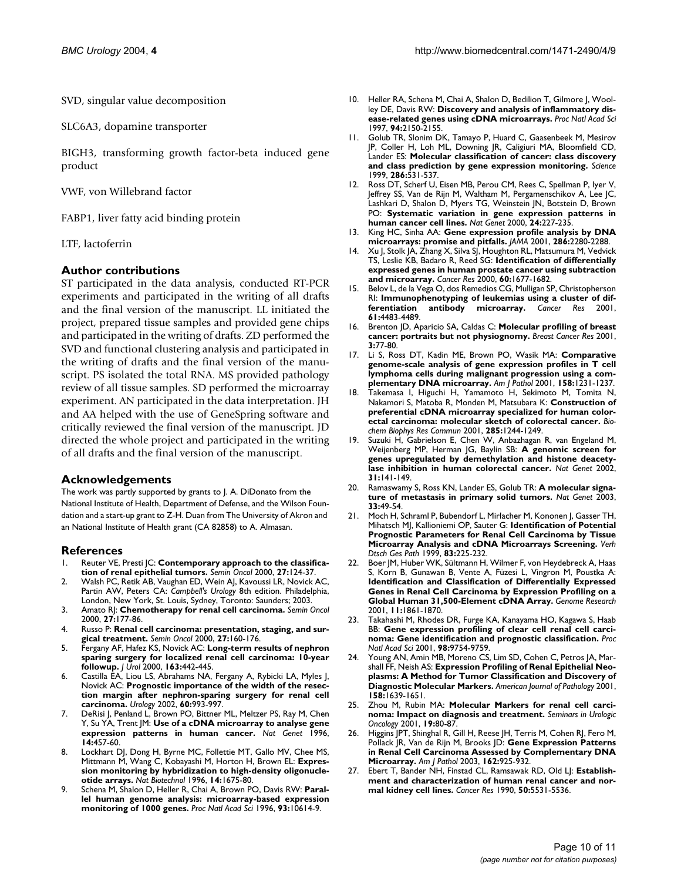SVD, singular value decomposition

SLC6A3, dopamine transporter

BIGH3, transforming growth factor-beta induced gene product

VWF, von Willebrand factor

FABP1, liver fatty acid binding protein

LTF, lactoferrin

## Author contributions

ST participated in the data analysis, conducted RT-PCR experiments and participated in the writing of all drafts and the final version of the manuscript. LL initiated the project, prepared tissue samples and provided gene chips and participated in the writing of drafts. ZD performed the SVD and functional clustering analysis and participated in the writing of drafts and the final version of the manuscript. PS isolated the total RNA. MS provided pathology review of all tissue samples. SD performed the microarray experiment. AN participated in the data interpretation. JH and AA helped with the use of GeneSpring software and critically reviewed the final version of the manuscript. JD directed the whole project and participated in the writing of all drafts and the final version of the manuscript.

## Acknowledgements

The work was partly supported by grants to J. A. DiDonato from the National Institute of Health, Department of Defense, and the Wilson Foundation and a start-up grant to Z-H. Duan from The University of Akron and an National Institute of Health grant (CA 82858) to A. Almasan.

## References

1. Reuter VE, Presti JC: **Contemporary approach to the classification of renal epithelial tumors.** *Semin Oncol* 2000, **27**:124-37.
2. Walsh PC, Retik AB, Vaughan ED, Wein AJ, Kavoussi LR, Novick AC, Partin AW, Peters CA: *Campbell's Urology* 8th edition. Philadelphia, London, New York, St. Louis, Sydney, Toronto: Saunders; 2003.
3. Amato RJ: **Chemotherapy for renal cell carcinoma.** *Semin Oncol* 2000, **27**:177-86.
4. Russo P: **Renal cell carcinoma: presentation, staging, and surgical treatment.** *Semin Oncol* 2000, **27**:160-176.
5. Fergany AF, Hafez KS, Novick AC: **Long-term results of nephron sparing surgery for localized renal cell carcinoma: 10-year followup.** *J Urol* 2000, **163**:442-445.
6. Castilla EA, Liou LS, Abrahams NA, Fergany A, Rybicki LA, Myles J, Novick AC: **Prognostic importance of the width of the resection margin after nephron-sparing surgery for renal cell carcinoma.** *Urology* 2002, **60**:993-997.
7. DeRisi J, Penland L, Brown PO, Bittner ML, Meltzer PS, Ray M, Chen Y, Su YA, Trent JM: **Use of a cDNA microarray to analyse gene expression patterns in human cancer.** *Nat Genet* 1996, **14**:457-60.
8. Lockhart DJ, Dong H, Byrne MC, Follettie MT, Gallo MV, Chee MS, Mittmann M, Wang C, Kobayashi M, Horton H, Brown EL: **Expression monitoring by hybridization to high-density oligonucleotide arrays.** *Nat Biotechnol* 1996, **14**:1675-80.
9. Schena M, Shalon D, Heller R, Chai A, Brown PO, Davis RW: **Parallel human genome analysis: microarray-based expression monitoring of 1000 genes.** *Proc Natl Acad Sci* 1996, **93**:10614-9.
10. Heller RA, Schena M, Chai A, Shalon D, Bedilion T, Gilmore J, Woolley DE, Davis RW: **Discovery and analysis of inflammatory disease-related genes using cDNA microarrays.** *Proc Natl Acad Sci* 1997, **94**:2150-2155.
11. Golub TR, Slonim DK, Tamayo P, Huard C, Gaasenbeek M, Mesirov JP, Coller H, Loh ML, Downing JR, Caligiuri MA, Bloomfield CD, Lander ES: **Molecular classification of cancer: class discovery and class prediction by gene expression monitoring.** *Science* 1999, **286**:531-537.
12. Ross DT, Scherf U, Eisen MB, Perou CM, Rees C, Spellman P, Iyer V, Jeffrey SS, Van de Rijn M, Waltham M, Pergamenschikov A, Lee JC, Lashkari D, Shalon D, Myers TG, Weinstein JN, Botstein D, Brown PO: **Systematic variation in gene expression patterns in human cancer cell lines.** *Nat Genet* 2000, **24**:227-235.
13. King HC, Sinha AA: **Gene expression profile analysis by DNA microarrays: promise and pitfalls.** *JAMA* 2001, **286**:2280-2288.
14. Xu J, Stolk JA, Zhang X, Silva SJ, Houghton RL, Matsumura M, Vedvick TS, Leslie KB, Badaro R, Reed SG: **Identification of differentially expressed genes in human prostate cancer using subtraction and microarray.** *Cancer Res* 2000, **60**:1677-1682.
15. Belov L, de la Vega O, dos Remedios CG, Mulligan SP, Christopherson RI: **Immunophenotyping of leukemias using a cluster of differentiation antibody microarray.** *Cancer Res* 2001, **61**:4483-4489.
16. Brenton JD, Aparicio SA, Caldas C: **Molecular profiling of breast cancer: portraits but not physiognomy.** *Breast Cancer Res* 2001, **3**:77-80.
17. Li S, Ross DT, Kadin ME, Brown PO, Wasik MA: **Comparative genome-scale analysis of gene expression profiles in T cell lymphoma cells during malignant progression using a complementary DNA microarray.** *Am J Pathol* 2001, **158**:1231-1237.
18. Takemasa I, Higuchi H, Yamamoto H, Sekimoto M, Tomita N, Nakamori S, Matoba R, Monden M, Matsubara K: **Construction of preferential cDNA microarray specialized for human colorectal carcinoma: molecular sketch of colorectal cancer.** *Biochem Biophys Res Commun* 2001, **285**:1244-1249.
19. Suzuki H, Gabrielson E, Chen W, Anbazhagan R, van Engeland M, Weijenberg MP, Herman JG, Baylin SB: **A genomic screen for genes upregulated by demethylation and histone deacetylase inhibition in human colorectal cancer.** *Nat Genet* 2002, **31**:141-149.
20. Ramaswamy S, Ross KN, Lander ES, Golub TR: **A molecular signature of metastasis in primary solid tumors.** *Nat Genet* 2003, **33**:49-54.
21. Moch H, Schraml P, Bubendorf L, Mirlacher M, Kononen J, Gasser TH, Mihatsch MJ, Kallioniemi OP, Sauter G: **Identification of Potential Prognostic Parameters for Renal Cell Carcinoma by Tissue Microarray Analysis and cDNA Microarrays Screening.** *Verh Dtsch Ges Path* 1999, **83**:225-232.
22. Boer JM, Huber WK, Sültmann H, Wilmer F, von Heydebreck A, Haas S, Korn B, Gunawan B, Vente A, Füzesi L, Vingron M, Poustka A: **Identification and Classification of Differentially Expressed Genes in Renal Cell Carcinoma by Expression Profiling on a Global Human 31,500-Element cDNA Array.** *Genome Research* 2001, **11**:1861-1870.
23. Takahashi M, Rhodes DR, Furge KA, Kanayama HO, Kagawa S, Haab BB: **Gene expression profiling of clear cell renal cell carcinoma: Gene identification and prognostic classification.** *Proc Natl Acad Sci* 2001, **98**:9754-9759.
24. Young AN, Amin MB, Moreno CS, Lim SD, Cohen C, Petros JA, Marshall FF, Neish AS: **Expression Profiling of Renal Epithelial Neoplasms: A Method for Tumor Classification and Discovery of Diagnostic Molecular Markers.** *American Journal of Pathology* 2001, **158**:1639-1651.
25. Zhou M, Rubin MA: **Molecular Markers for renal cell carcinoma: Impact on diagnosis and treatment.** *Seminars in Urologic Oncology* 2001, **19**:80-87.
26. Higgins JPT, Shinghal R, Gill H, Reese JH, Terris M, Cohen RJ, Fero M, Pollack JR, Van de Rijn M, Brooks JD: **Gene Expression Patterns in Renal Cell Carcinoma Assessed by Complementary DNA Microarray.** *Am J Pathol* 2003, **162**:925-932.
27. Ebert T, Bander NH, Finstad CL, Ramsawak RD, Old LJ: **Establishment and characterization of human renal cancer and normal kidney cell lines.** *Cancer Res* 1990, **50**:5531-5536.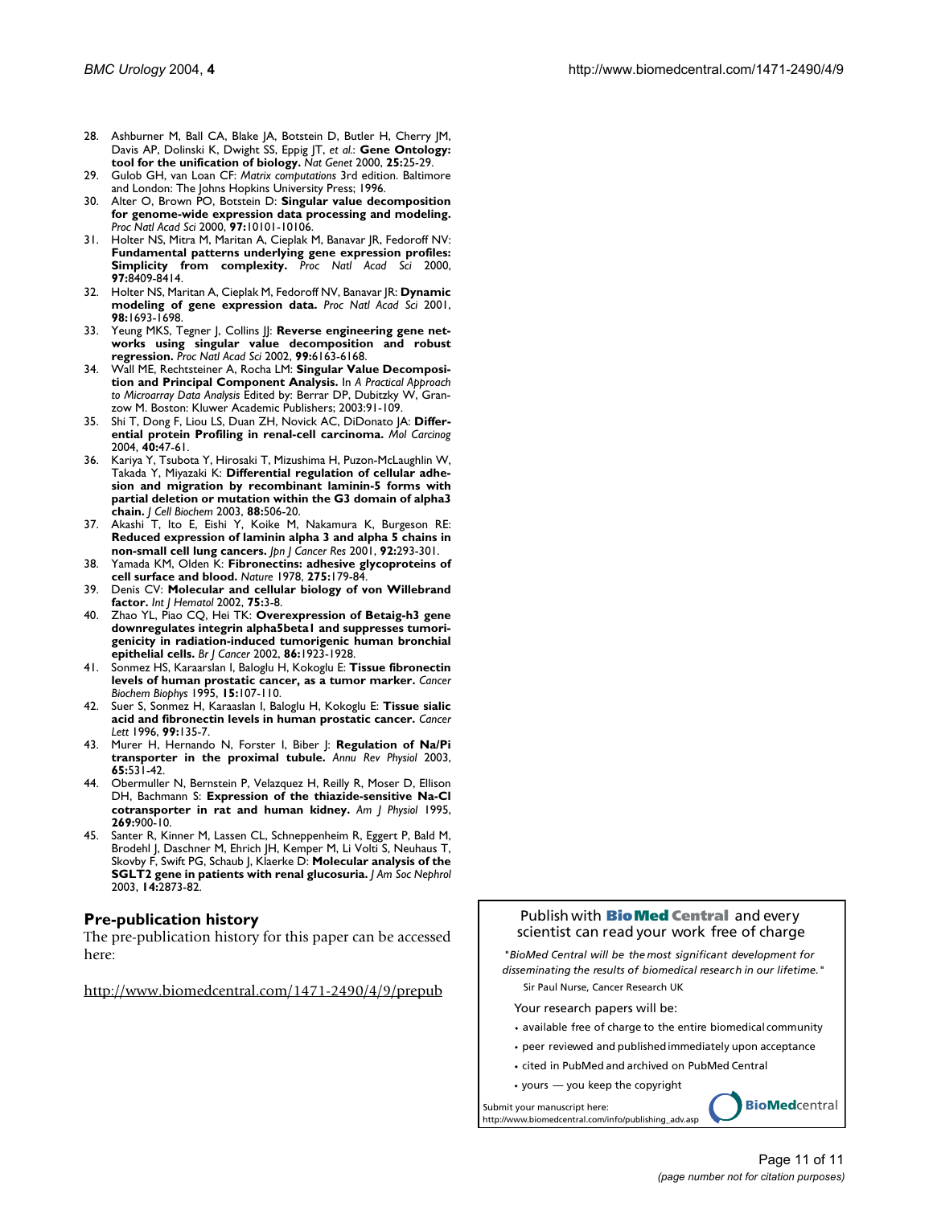28. Ashburner M, Ball CA, Blake JA, Botstein D, Butler H, Cherry JM, Davis AP, Dolinski K, Dwight SS, Eppig JT, *et al.*: **Gene Ontology: tool for the unification of biology.** *Nat Genet* 2000, **25:**25-29.
29. Gulob GH, van Loan CF: *Matrix computations* 3rd edition. Baltimore and London: The Johns Hopkins University Press; 1996.
30. Alter O, Brown PO, Botstein D: **Singular value decomposition for genome-wide expression data processing and modeling.** *Proc Natl Acad Sci* 2000, **97:**10101-10106.
31. Holter NS, Mitra M, Maritan A, Cieplak M, Banavar JR, Fedoroff NV: **Fundamental patterns underlying gene expression profiles: Simplicity from complexity.** *Proc Natl Acad Sci* 2000, **97:**8409-8414.
32. Holter NS, Maritan A, Cieplak M, Fedoroff NV, Banavar JR: **Dynamic modeling of gene expression data.** *Proc Natl Acad Sci* 2001, **98:**1693-1698.
33. Yeung MKS, Tegner J, Collins JJ: **Reverse engineering gene networks using singular value decomposition and robust regression.** *Proc Natl Acad Sci* 2002, **99:**6163-6168.
34. Wall ME, Rechtsteiner A, Rocha LM: **Singular Value Decomposition and Principal Component Analysis.** In *A Practical Approach to Microarray Data Analysis* Edited by: Berrar DP, Dubitzky W, Granzow M. Boston: Kluwer Academic Publishers; 2003:91-109.
35. Shi T, Dong F, Liou LS, Duan ZH, Novick AC, DiDonato JA: **Differential protein Profiling in renal-cell carcinoma.** *Mol Carcinog* 2004, **40:**47-61.
36. Kariya Y, Tsubota Y, Hirosaki T, Mizushima H, Puzon-McLaughlin W, Takada Y, Miyazaki K: **Differential regulation of cellular adhesion and migration by recombinant laminin-5 forms with partial deletion or mutation within the G3 domain of alpha3 chain.** *J Cell Biochem* 2003, **88:**506-20.
37. Akashi T, Ito E, Eishi Y, Koike M, Nakamura K, Burgeson RE: **Reduced expression of laminin alpha 3 and alpha 5 chains in non-small cell lung cancers.** *Jpn J Cancer Res* 2001, **92:**293-301.
38. Yamada KM, Olden K: **Fibronectins: adhesive glycoproteins of cell surface and blood.** *Nature* 1978, **275:**179-84.
39. Denis CV: **Molecular and cellular biology of von Willebrand factor.** *Int J Hematol* 2002, **75:**3-8.
40. Zhao YL, Piao CQ, Hei TK: **Overexpression of Betaig-h3 gene downregulates integrin alpha5beta1 and suppresses tumorigenicity in radiation-induced tumorigenic human bronchial epithelial cells.** *Br J Cancer* 2002, **86:**1923-1928.
41. Sonmez HS, Karaarslan I, Baloglu H, Kokoglu E: **Tissue fibronectin levels of human prostatic cancer, as a tumor marker.** *Cancer Biochem Biophys* 1995, **15:**107-110.
42. Suer S, Sonmez H, Karaaslan I, Baloglu H, Kokoglu E: **Tissue sialic acid and fibronectin levels in human prostatic cancer.** *Cancer Lett* 1996, **99:**135-7.
43. Murer H, Hernando N, Forster I, Biber J: **Regulation of Na/Pi transporter in the proximal tubule.** *Annu Rev Physiol* 2003, **65:**531-42.
44. Obermuller N, Bernstein P, Velazquez H, Reilly R, Moser D, Ellison DH, Bachmann S: **Expression of the thiazide-sensitive Na-Cl cotransporter in rat and human kidney.** *Am J Physiol* 1995, **269:**900-10.
45. Santer R, Kinner M, Lassen CL, Schneppenheim R, Eggert P, Bald M, Brodehl J, Daschner M, Ehrich JH, Kemper M, Li Volti S, Neuhaus T, Skovby F, Swift PG, Schaub J, Klaerke D: **Molecular analysis of the SGLT2 gene in patients with renal glucosuria.** *J Am Soc Nephrol* 2003, **14:**2873-82.

## Pre-publication history

The pre-publication history for this paper can be accessed here:

http://www.biomedcentral.com/1471-2490/4/9/prepub

Publish with **BioMed Central** and every scientist can read your work free of charge

*"BioMed Central will be the most significant development for disseminating the results of biomedical research in our lifetime."*

Sir Paul Nurse, Cancer Research UK

Your research papers will be:

- available free of charge to the entire biomedical community
- peer reviewed and published immediately upon acceptance
- cited in PubMed and archived on PubMed Central
- yours — you keep the copyright

Submit your manuscript here:
http://www.biomedcentral.com/info/publishing_adv.asp

BioMedcentral